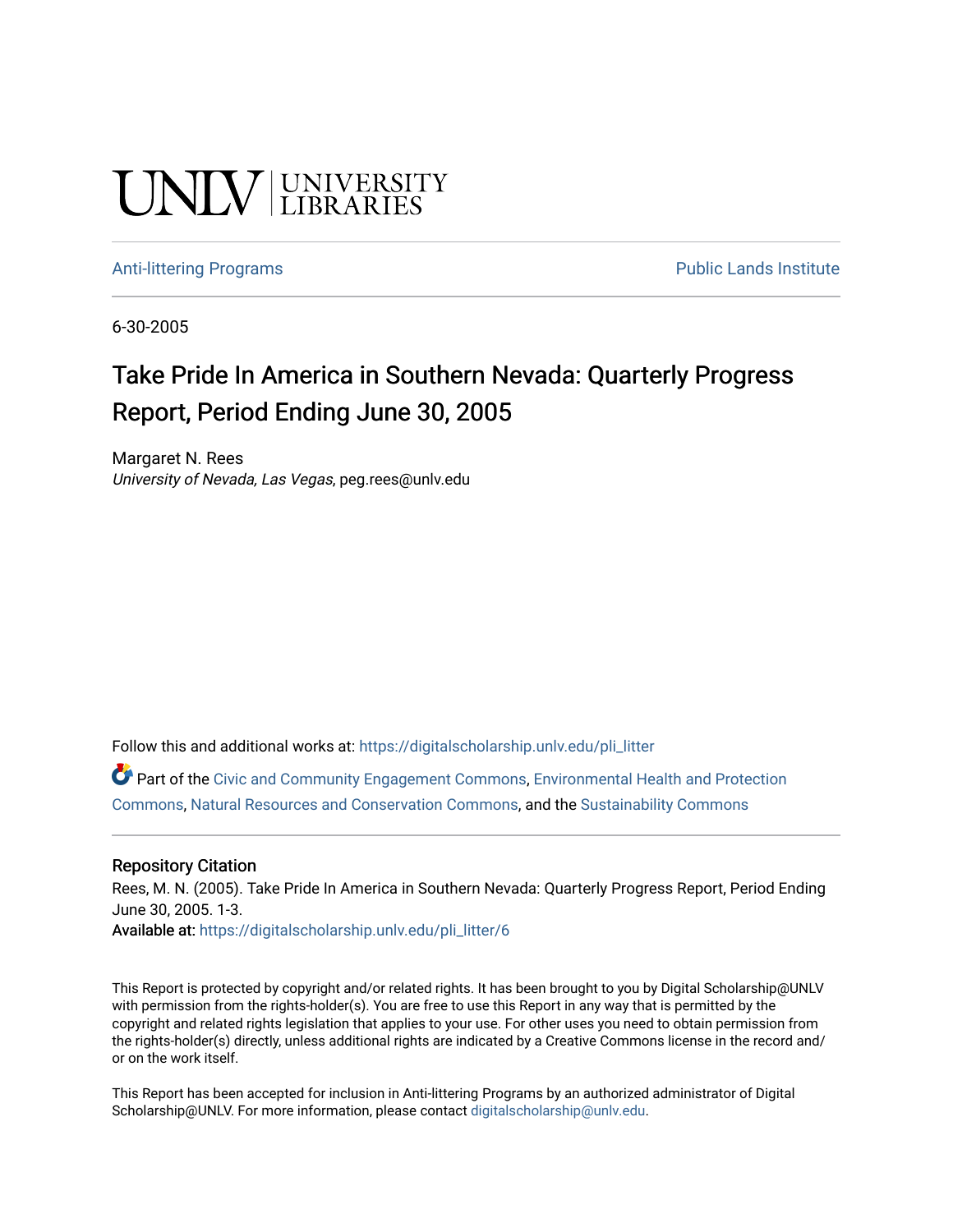UNLV | UNIVERSITY LIBRARIES

Anti-littering Programs | Public Lands Institute

6-30-2005

# Take Pride In America in Southern Nevada: Quarterly Progress Report, Period Ending June 30, 2005

Margaret N. Rees
*University of Nevada, Las Vegas*, peg.rees@unlv.edu

Follow this and additional works at: https://digitalscholarship.unlv.edu/pli_litter

Part of the Civic and Community Engagement Commons, Environmental Health and Protection Commons, Natural Resources and Conservation Commons, and the Sustainability Commons

## Repository Citation

Rees, M. N. (2005). Take Pride In America in Southern Nevada: Quarterly Progress Report, Period Ending June 30, 2005. 1-3.
**Available at:** https://digitalscholarship.unlv.edu/pli_litter/6

This Report is protected by copyright and/or related rights. It has been brought to you by Digital Scholarship@UNLV with permission from the rights-holder(s). You are free to use this Report in any way that is permitted by the copyright and related rights legislation that applies to your use. For other uses you need to obtain permission from the rights-holder(s) directly, unless additional rights are indicated by a Creative Commons license in the record and/or on the work itself.

This Report has been accepted for inclusion in Anti-littering Programs by an authorized administrator of Digital Scholarship@UNLV. For more information, please contact digitalscholarship@unlv.edu.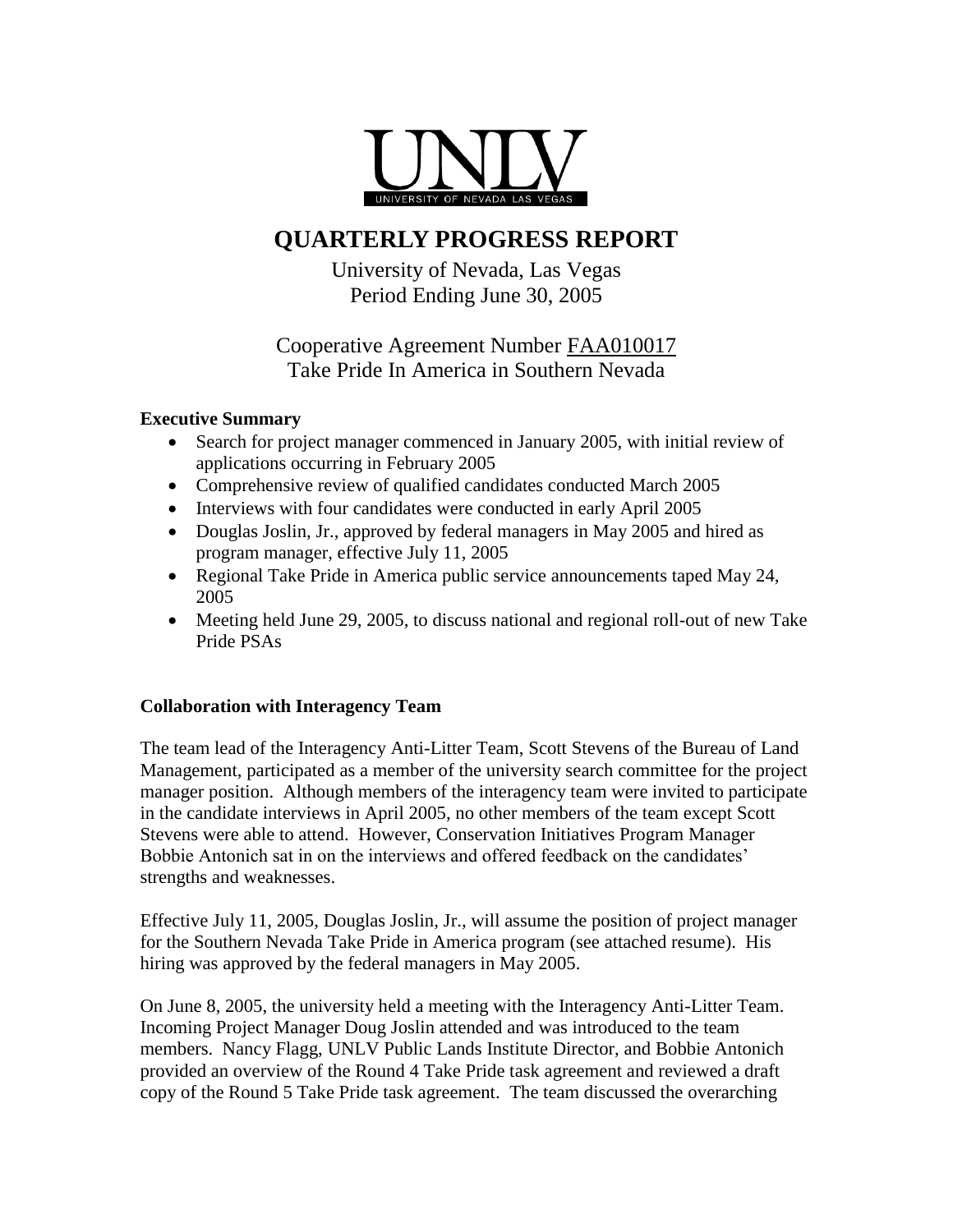UNLV
UNIVERSITY OF NEVADA LAS VEGAS

# QUARTERLY PROGRESS REPORT

University of Nevada, Las Vegas
Period Ending June 30, 2005

Cooperative Agreement Number FAA010017
Take Pride In America in Southern Nevada

**Executive Summary**

- Search for project manager commenced in January 2005, with initial review of applications occurring in February 2005
- Comprehensive review of qualified candidates conducted March 2005
- Interviews with four candidates were conducted in early April 2005
- Douglas Joslin, Jr., approved by federal managers in May 2005 and hired as program manager, effective July 11, 2005
- Regional Take Pride in America public service announcements taped May 24, 2005
- Meeting held June 29, 2005, to discuss national and regional roll-out of new Take Pride PSAs

**Collaboration with Interagency Team**

The team lead of the Interagency Anti-Litter Team, Scott Stevens of the Bureau of Land Management, participated as a member of the university search committee for the project manager position. Although members of the interagency team were invited to participate in the candidate interviews in April 2005, no other members of the team except Scott Stevens were able to attend. However, Conservation Initiatives Program Manager Bobbie Antonich sat in on the interviews and offered feedback on the candidates' strengths and weaknesses.

Effective July 11, 2005, Douglas Joslin, Jr., will assume the position of project manager for the Southern Nevada Take Pride in America program (see attached resume). His hiring was approved by the federal managers in May 2005.

On June 8, 2005, the university held a meeting with the Interagency Anti-Litter Team. Incoming Project Manager Doug Joslin attended and was introduced to the team members. Nancy Flagg, UNLV Public Lands Institute Director, and Bobbie Antonich provided an overview of the Round 4 Take Pride task agreement and reviewed a draft copy of the Round 5 Take Pride task agreement. The team discussed the overarching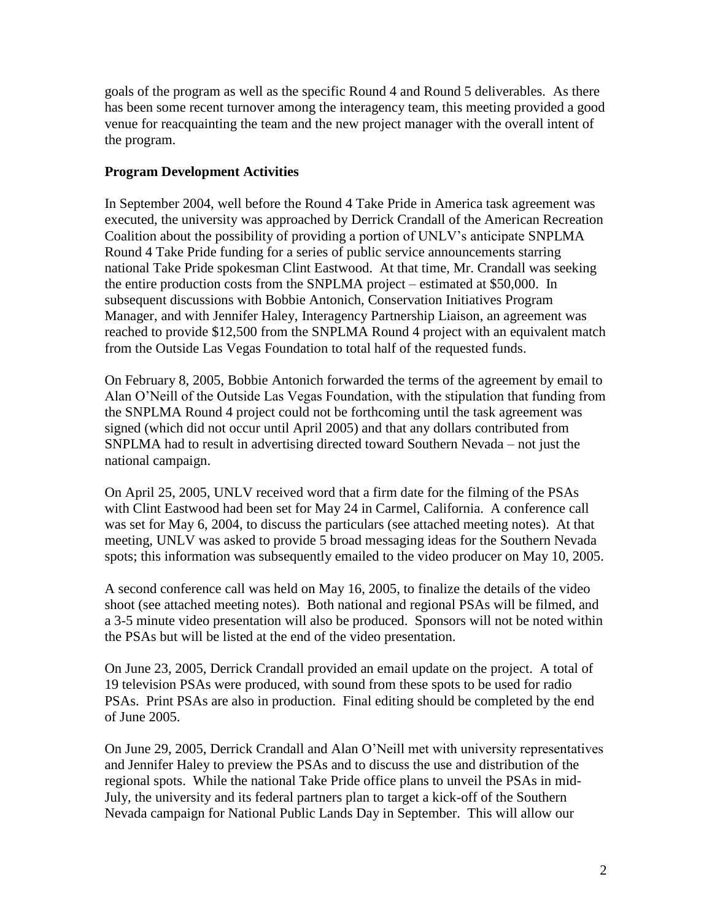goals of the program as well as the specific Round 4 and Round 5 deliverables. As there has been some recent turnover among the interagency team, this meeting provided a good venue for reacquainting the team and the new project manager with the overall intent of the program.

**Program Development Activities**

In September 2004, well before the Round 4 Take Pride in America task agreement was executed, the university was approached by Derrick Crandall of the American Recreation Coalition about the possibility of providing a portion of UNLV's anticipate SNPLMA Round 4 Take Pride funding for a series of public service announcements starring national Take Pride spokesman Clint Eastwood. At that time, Mr. Crandall was seeking the entire production costs from the SNPLMA project – estimated at $50,000. In subsequent discussions with Bobbie Antonich, Conservation Initiatives Program Manager, and with Jennifer Haley, Interagency Partnership Liaison, an agreement was reached to provide $12,500 from the SNPLMA Round 4 project with an equivalent match from the Outside Las Vegas Foundation to total half of the requested funds.

On February 8, 2005, Bobbie Antonich forwarded the terms of the agreement by email to Alan O'Neill of the Outside Las Vegas Foundation, with the stipulation that funding from the SNPLMA Round 4 project could not be forthcoming until the task agreement was signed (which did not occur until April 2005) and that any dollars contributed from SNPLMA had to result in advertising directed toward Southern Nevada – not just the national campaign.

On April 25, 2005, UNLV received word that a firm date for the filming of the PSAs with Clint Eastwood had been set for May 24 in Carmel, California. A conference call was set for May 6, 2004, to discuss the particulars (see attached meeting notes). At that meeting, UNLV was asked to provide 5 broad messaging ideas for the Southern Nevada spots; this information was subsequently emailed to the video producer on May 10, 2005.

A second conference call was held on May 16, 2005, to finalize the details of the video shoot (see attached meeting notes). Both national and regional PSAs will be filmed, and a 3-5 minute video presentation will also be produced. Sponsors will not be noted within the PSAs but will be listed at the end of the video presentation.

On June 23, 2005, Derrick Crandall provided an email update on the project. A total of 19 television PSAs were produced, with sound from these spots to be used for radio PSAs. Print PSAs are also in production. Final editing should be completed by the end of June 2005.

On June 29, 2005, Derrick Crandall and Alan O'Neill met with university representatives and Jennifer Haley to preview the PSAs and to discuss the use and distribution of the regional spots. While the national Take Pride office plans to unveil the PSAs in mid-July, the university and its federal partners plan to target a kick-off of the Southern Nevada campaign for National Public Lands Day in September. This will allow our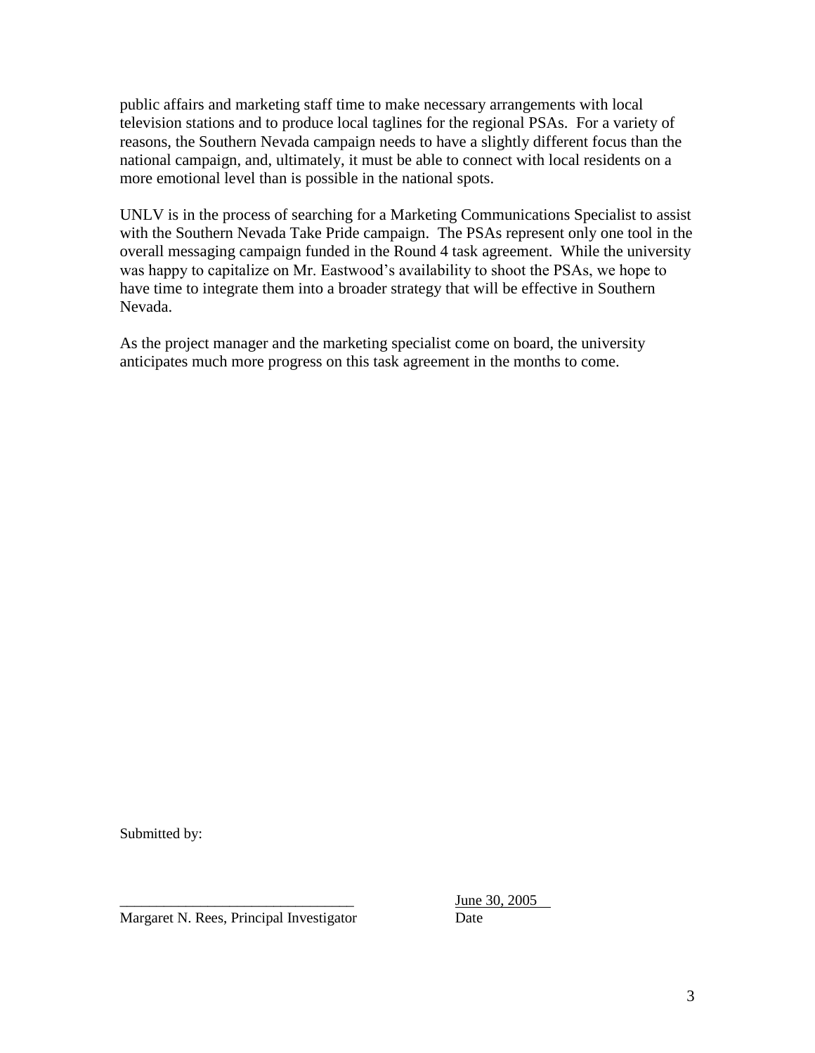public affairs and marketing staff time to make necessary arrangements with local television stations and to produce local taglines for the regional PSAs. For a variety of reasons, the Southern Nevada campaign needs to have a slightly different focus than the national campaign, and, ultimately, it must be able to connect with local residents on a more emotional level than is possible in the national spots.

UNLV is in the process of searching for a Marketing Communications Specialist to assist with the Southern Nevada Take Pride campaign. The PSAs represent only one tool in the overall messaging campaign funded in the Round 4 task agreement. While the university was happy to capitalize on Mr. Eastwood's availability to shoot the PSAs, we hope to have time to integrate them into a broader strategy that will be effective in Southern Nevada.

As the project manager and the marketing specialist come on board, the university anticipates much more progress on this task agreement in the months to come.

Submitted by:

\_\_\_\_\_\_\_\_\_\_\_\_\_\_\_\_\_\_\_\_\_\_\_\_\_\_\_\_\_\_\_\_ June 30, 2005

Margaret N. Rees, Principal Investigator Date